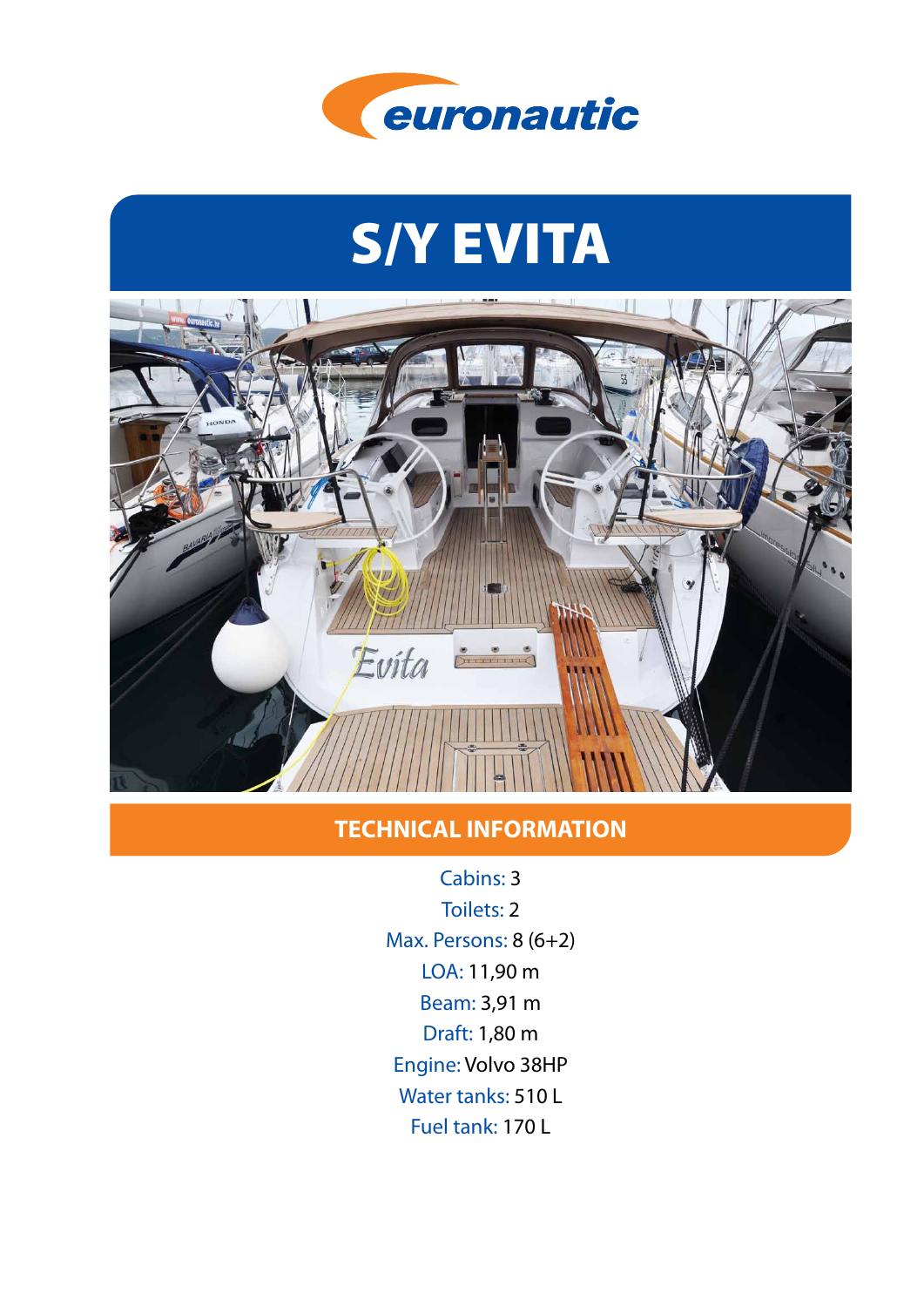euronautic

# S/Y EVITA

## TECHNICAL INFORMATION

Cabins: 3

Toilets: 2

Max. Persons: 8 (6+2)

LOA: 11,90 m

Beam: 3,91 m

Draft: 1,80 m

Engine: Volvo 38HP

Water tanks: 510 L

Fuel tank: 170 L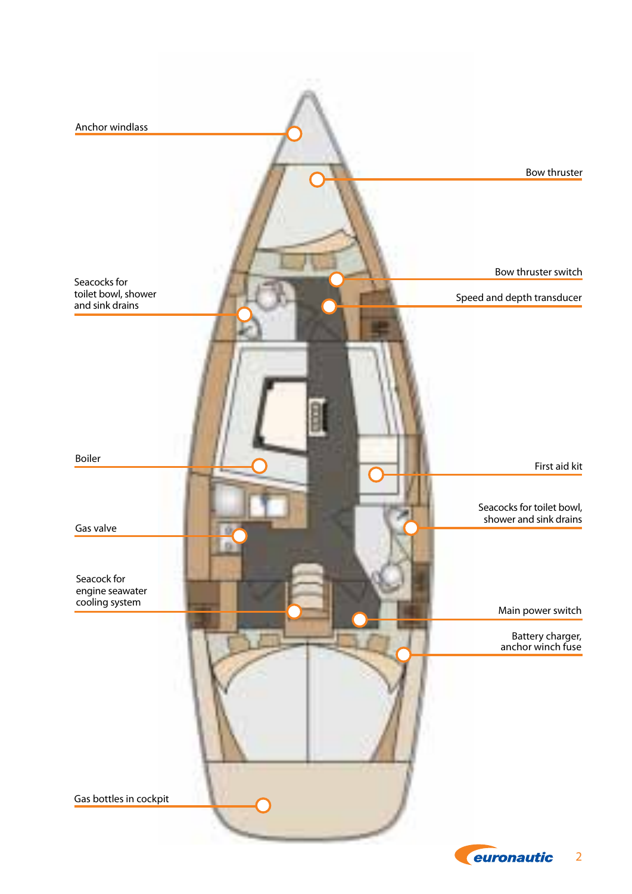Anchor windlass

Bow thruster

Bow thruster switch

Seacocks for
toilet bowl, shower
and sink drains

Speed and depth transducer

Boiler

First aid kit

Seacocks for toilet bowl,
shower and sink drains

Gas valve

Seacock for
engine seawater
cooling system

Main power switch

Battery charger,
anchor winch fuse

Gas bottles in cockpit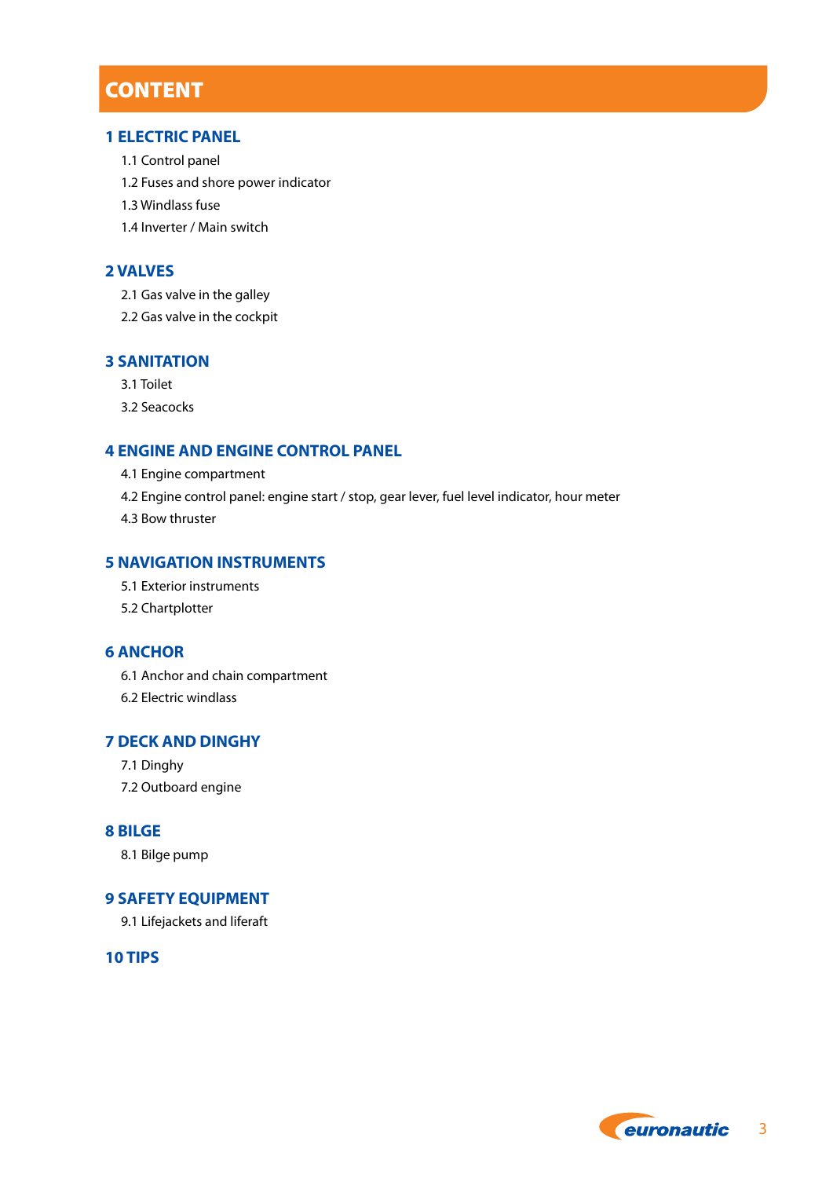# CONTENT

## 1 ELECTRIC PANEL

1.1 Control panel

1.2 Fuses and shore power indicator

1.3 Windlass fuse

1.4 Inverter / Main switch

## 2 VALVES

2.1 Gas valve in the galley

2.2 Gas valve in the cockpit

## 3 SANITATION

3.1 Toilet

3.2 Seacocks

## 4 ENGINE AND ENGINE CONTROL PANEL

4.1 Engine compartment

4.2 Engine control panel: engine start / stop, gear lever, fuel level indicator, hour meter

4.3 Bow thruster

## 5 NAVIGATION INSTRUMENTS

5.1 Exterior instruments

5.2 Chartplotter

## 6 ANCHOR

6.1 Anchor and chain compartment

6.2 Electric windlass

## 7 DECK AND DINGHY

7.1 Dinghy

7.2 Outboard engine

## 8 BILGE

8.1 Bilge pump

## 9 SAFETY EQUIPMENT

9.1 Lifejackets and liferaft

## 10 TIPS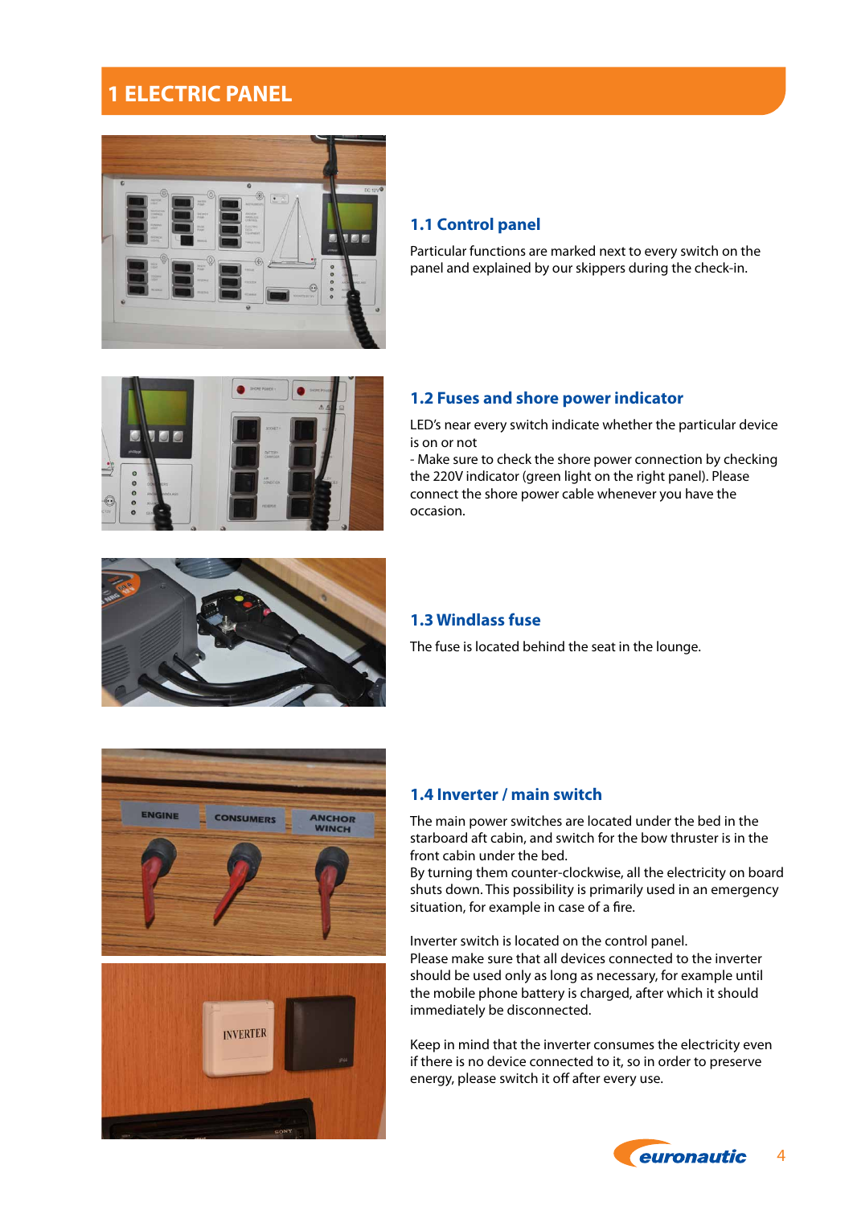# 1 ELECTRIC PANEL

## 1.1 Control panel

Particular functions are marked next to every switch on the panel and explained by our skippers during the check-in.

## 1.2 Fuses and shore power indicator

LED's near every switch indicate whether the particular device is on or not

- Make sure to check the shore power connection by checking the 220V indicator (green light on the right panel). Please connect the shore power cable whenever you have the occasion.

## 1.3 Windlass fuse

The fuse is located behind the seat in the lounge.

## 1.4 Inverter / main switch

The main power switches are located under the bed in the starboard aft cabin, and switch for the bow thruster is in the front cabin under the bed.

By turning them counter-clockwise, all the electricity on board shuts down. This possibility is primarily used in an emergency situation, for example in case of a fire.

Inverter switch is located on the control panel.

Please make sure that all devices connected to the inverter should be used only as long as necessary, for example until the mobile phone battery is charged, after which it should immediately be disconnected.

Keep in mind that the inverter consumes the electricity even if there is no device connected to it, so in order to preserve energy, please switch it off after every use.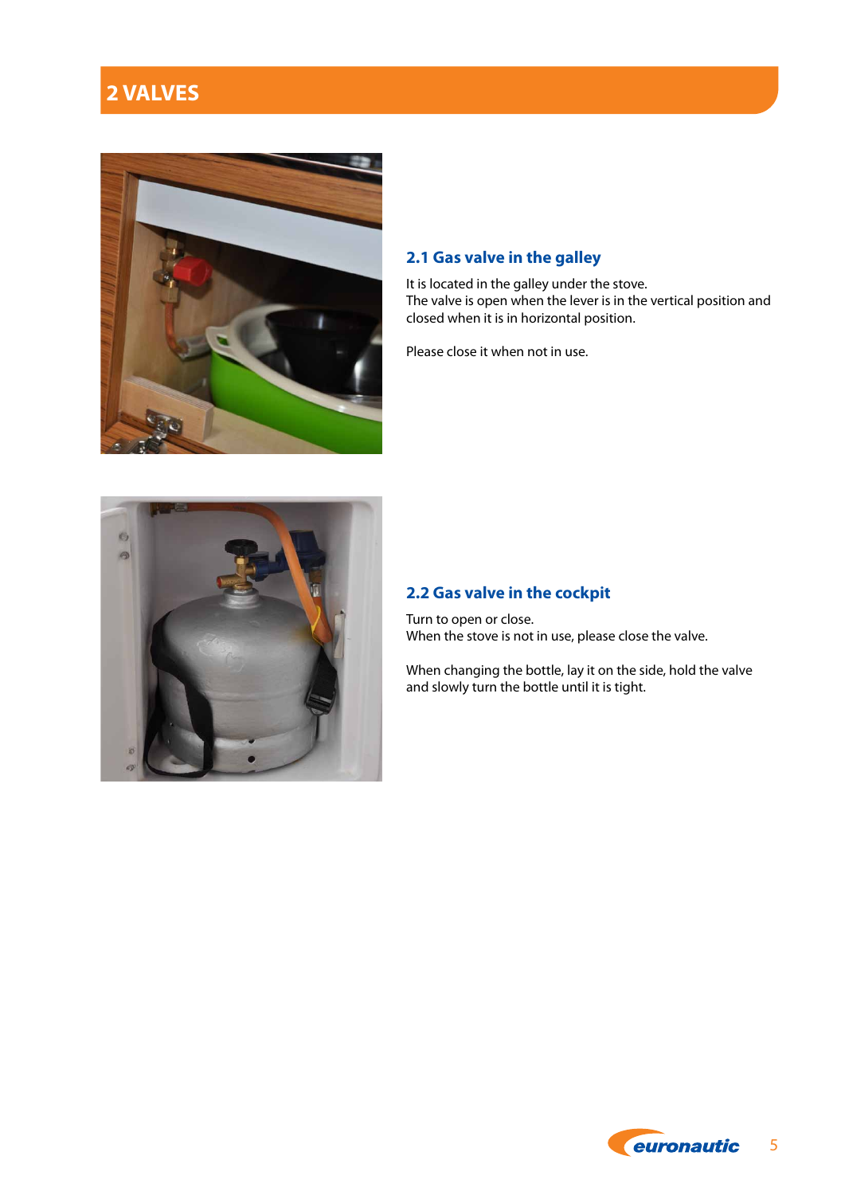# 2 VALVES

## 2.1 Gas valve in the galley

It is located in the galley under the stove.
The valve is open when the lever is in the vertical position and closed when it is in horizontal position.

Please close it when not in use.

## 2.2 Gas valve in the cockpit

Turn to open or close.
When the stove is not in use, please close the valve.

When changing the bottle, lay it on the side, hold the valve and slowly turn the bottle until it is tight.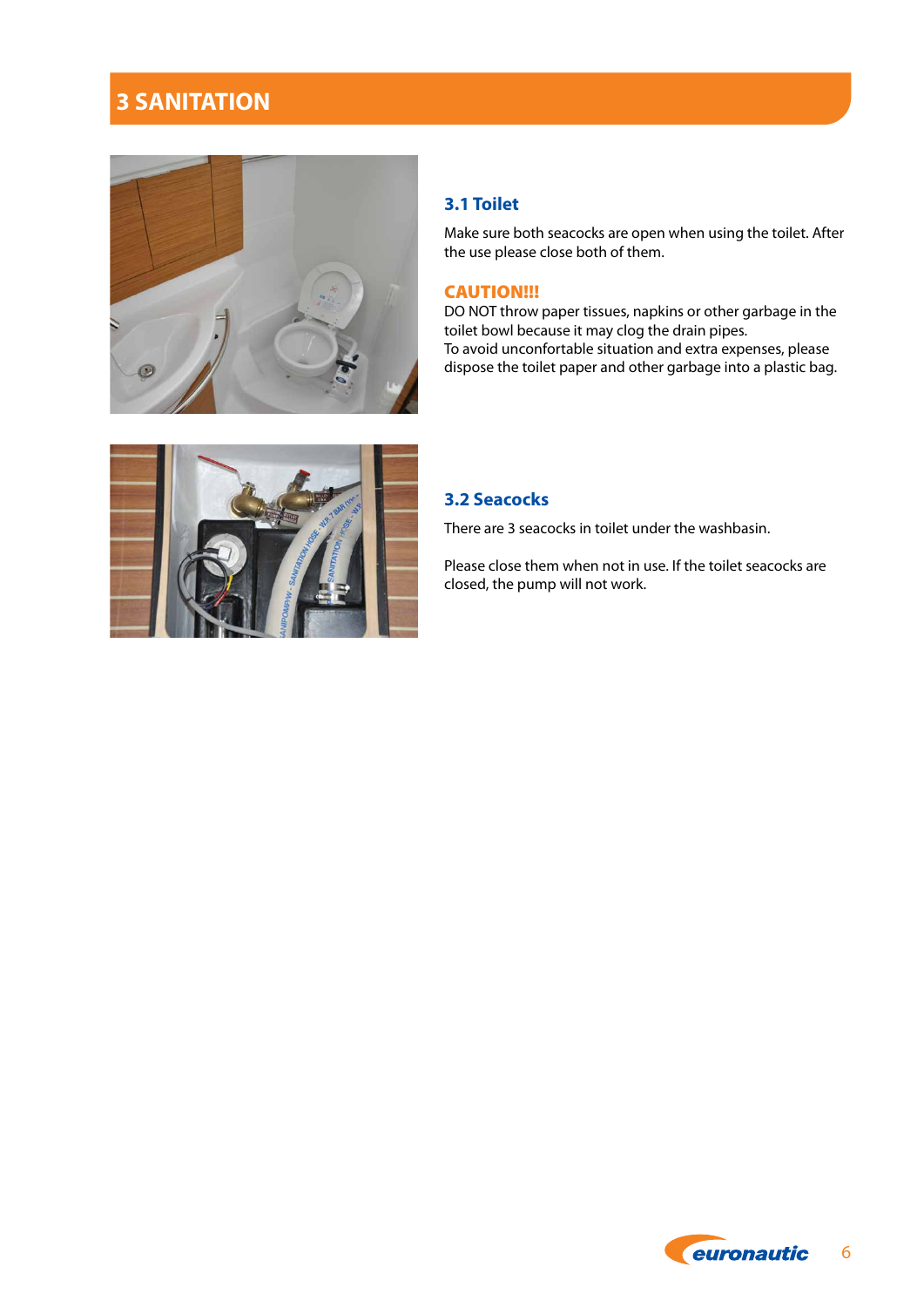# 3 SANITATION

## 3.1 Toilet

Make sure both seacocks are open when using the toilet. After the use please close both of them.

**CAUTION!!!**

DO NOT throw paper tissues, napkins or other garbage in the toilet bowl because it may clog the drain pipes.
To avoid unconfortable situation and extra expenses, please dispose the toilet paper and other garbage into a plastic bag.

## 3.2 Seacocks

There are 3 seacocks in toilet under the washbasin.

Please close them when not in use. If the toilet seacocks are closed, the pump will not work.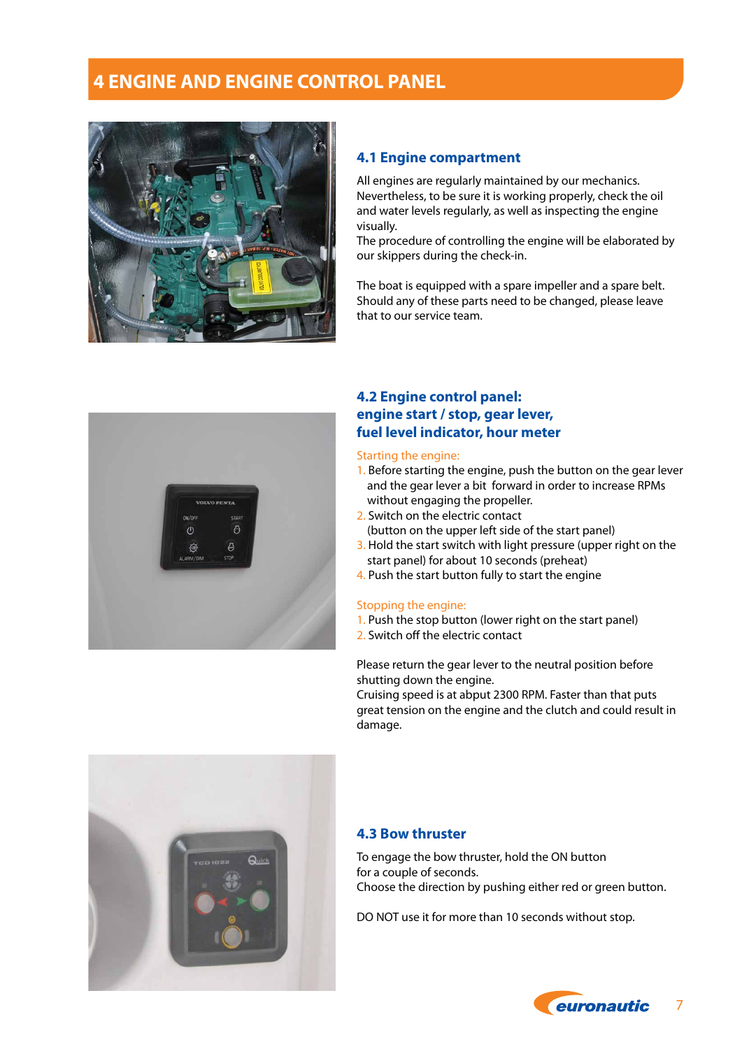# 4 ENGINE AND ENGINE CONTROL PANEL

## 4.1 Engine compartment

All engines are regularly maintained by our mechanics. Nevertheless, to be sure it is working properly, check the oil and water levels regularly, as well as inspecting the engine visually.
The procedure of controlling the engine will be elaborated by our skippers during the check-in.

The boat is equipped with a spare impeller and a spare belt. Should any of these parts need to be changed, please leave that to our service team.

## 4.2 Engine control panel: engine start / stop, gear lever, fuel level indicator, hour meter

Starting the engine:

1. Before starting the engine, push the button on the gear lever and the gear lever a bit forward in order to increase RPMs without engaging the propeller.
2. Switch on the electric contact (button on the upper left side of the start panel)
3. Hold the start switch with light pressure (upper right on the start panel) for about 10 seconds (preheat)
4. Push the start button fully to start the engine

Stopping the engine:

1. Push the stop button (lower right on the start panel)
2. Switch off the electric contact

Please return the gear lever to the neutral position before shutting down the engine.
Cruising speed is at abput 2300 RPM. Faster than that puts great tension on the engine and the clutch and could result in damage.

## 4.3 Bow thruster

To engage the bow thruster, hold the ON button for a couple of seconds.
Choose the direction by pushing either red or green button.

DO NOT use it for more than 10 seconds without stop.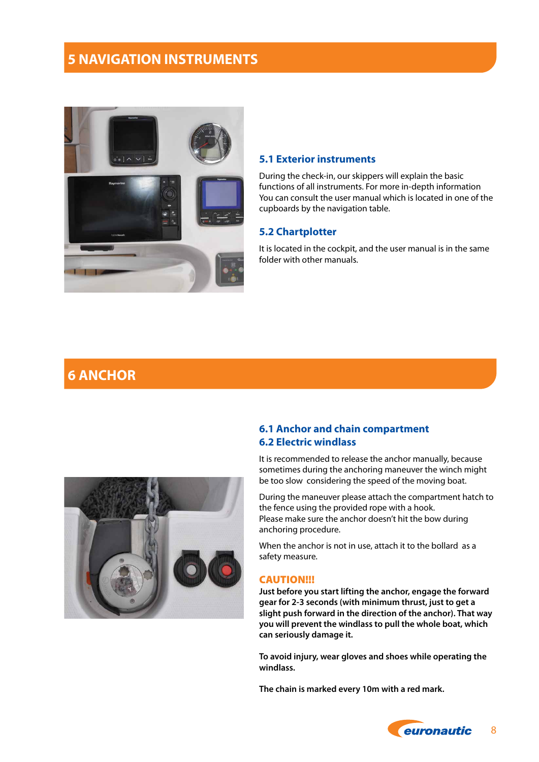# 5 NAVIGATION INSTRUMENTS

### 5.1 Exterior instruments

During the check-in, our skippers will explain the basic functions of all instruments. For more in-depth information You can consult the user manual which is located in one of the cupboards by the navigation table.

### 5.2 Chartplotter

It is located in the cockpit, and the user manual is in the same folder with other manuals.

# 6 ANCHOR

### 6.1 Anchor and chain compartment
### 6.2 Electric windlass

It is recommended to release the anchor manually, because sometimes during the anchoring maneuver the winch might be too slow considering the speed of the moving boat.

During the maneuver please attach the compartment hatch to the fence using the provided rope with a hook.
Please make sure the anchor doesn't hit the bow during anchoring procedure.

When the anchor is not in use, attach it to the bollard as a safety measure.

**CAUTION!!!**

**Just before you start lifting the anchor, engage the forward gear for 2-3 seconds (with minimum thrust, just to get a slight push forward in the direction of the anchor). That way you will prevent the windlass to pull the whole boat, which can seriously damage it.**

**To avoid injury, wear gloves and shoes while operating the windlass.**

**The chain is marked every 10m with a red mark.**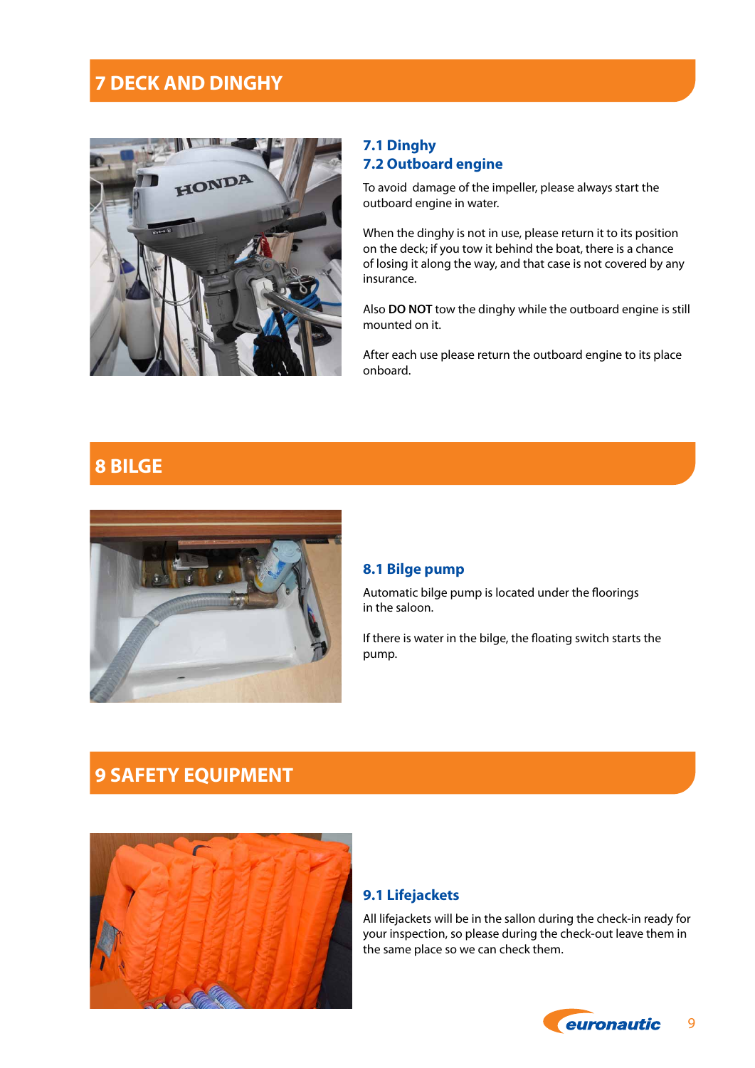# 7 DECK AND DINGHY

### 7.1 Dinghy
### 7.2 Outboard engine

To avoid damage of the impeller, please always start the outboard engine in water.

When the dinghy is not in use, please return it to its position on the deck; if you tow it behind the boat, there is a chance of losing it along the way, and that case is not covered by any insurance.

Also **DO NOT** tow the dinghy while the outboard engine is still mounted on it.

After each use please return the outboard engine to its place onboard.

# 8 BILGE

### 8.1 Bilge pump

Automatic bilge pump is located under the floorings in the saloon.

If there is water in the bilge, the floating switch starts the pump.

# 9 SAFETY EQUIPMENT

### 9.1 Lifejackets

All lifejackets will be in the sallon during the check-in ready for your inspection, so please during the check-out leave them in the same place so we can check them.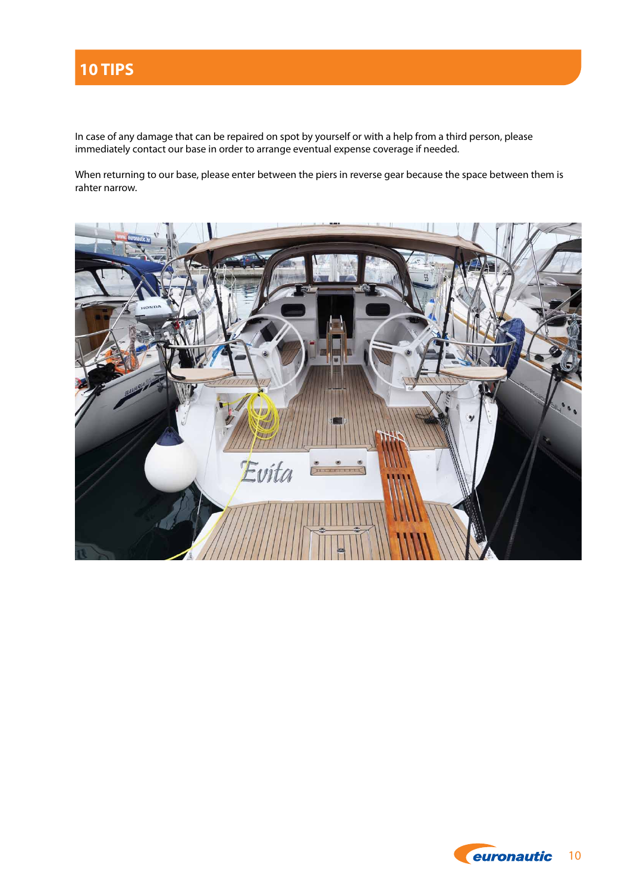# 10 TIPS

In case of any damage that can be repaired on spot by yourself or with a help from a third person, please immediately contact our base in order to arrange eventual expense coverage if needed.

When returning to our base, please enter between the piers in reverse gear because the space between them is rahter narrow.